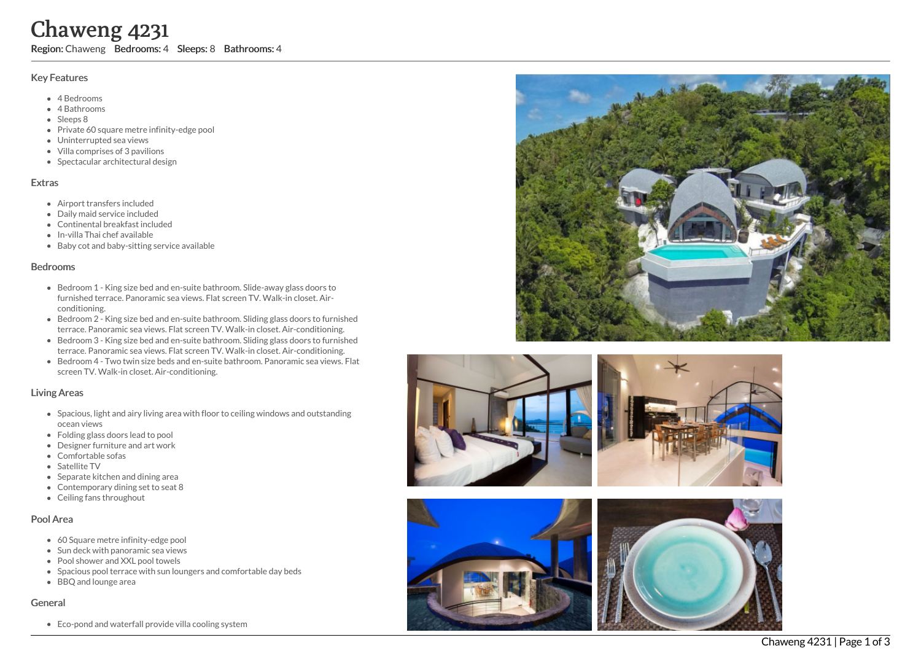# Chaweng 4231

**Region:** Chaweng **Bedrooms:** 4 **Sleeps:** 8 **Bathrooms:** 4

## Key Features

- 4 Bedrooms
- 4 Bathrooms
- Sleeps 8
- Private 60 square metre infinity-edge pool
- Uninterrupted sea views
- Villa comprises of 3 pavilions
- Spectacular architectural design

## Extras

- Airport transfers included
- Daily maid service included
- Continental breakfast included
- In-villa Thai chef available
- Baby cot and baby-sitting service available

## Bedrooms

- Bedroom 1 - King size bed and en-suite bathroom. Slide-away glass doors to furnished terrace. Panoramic sea views. Flat screen TV. Walk-in closet. Air-conditioning.
- Bedroom 2 - King size bed and en-suite bathroom. Sliding glass doors to furnished terrace. Panoramic sea views. Flat screen TV. Walk-in closet. Air-conditioning.
- Bedroom 3 - King size bed and en-suite bathroom. Sliding glass doors to furnished terrace. Panoramic sea views. Flat screen TV. Walk-in closet. Air-conditioning.
- Bedroom 4 - Two twin size beds and en-suite bathroom. Panoramic sea views. Flat screen TV. Walk-in closet. Air-conditioning.

## Living Areas

- Spacious, light and airy living area with floor to ceiling windows and outstanding ocean views
- Folding glass doors lead to pool
- Designer furniture and art work
- Comfortable sofas
- Satellite TV
- Separate kitchen and dining area
- Contemporary dining set to seat 8
- Ceiling fans throughout

## Pool Area

- 60 Square metre infinity-edge pool
- Sun deck with panoramic sea views
- Pool shower and XXL pool towels
- Spacious pool terrace with sun loungers and comfortable day beds
- BBQ and lounge area

## General

- Eco-pond and waterfall provide villa cooling system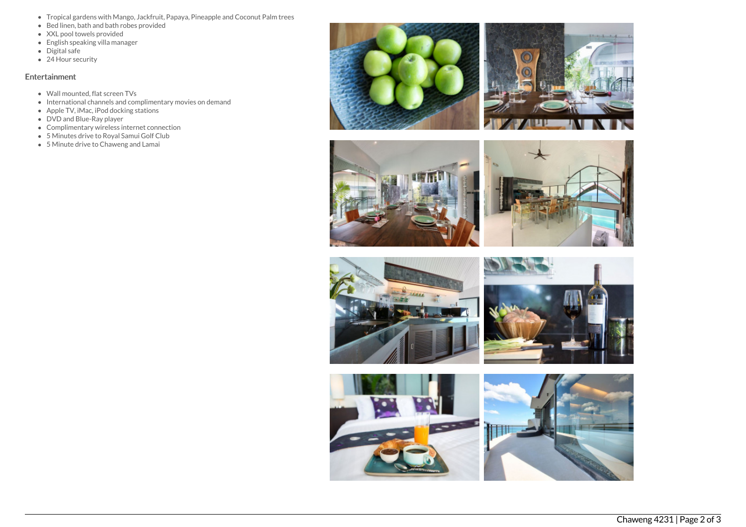- Tropical gardens with Mango, Jackfruit, Papaya, Pineapple and Coconut Palm trees
- Bed linen, bath and bath robes provided
- XXL pool towels provided
- English speaking villa manager
- Digital safe
- 24 Hour security

## Entertainment

- Wall mounted, flat screen TVs
- International channels and complimentary movies on demand
- Apple TV, iMac, iPod docking stations
- DVD and Blue-Ray player
- Complimentary wireless internet connection
- 5 Minutes drive to Royal Samui Golf Club
- 5 Minute drive to Chaweng and Lamai